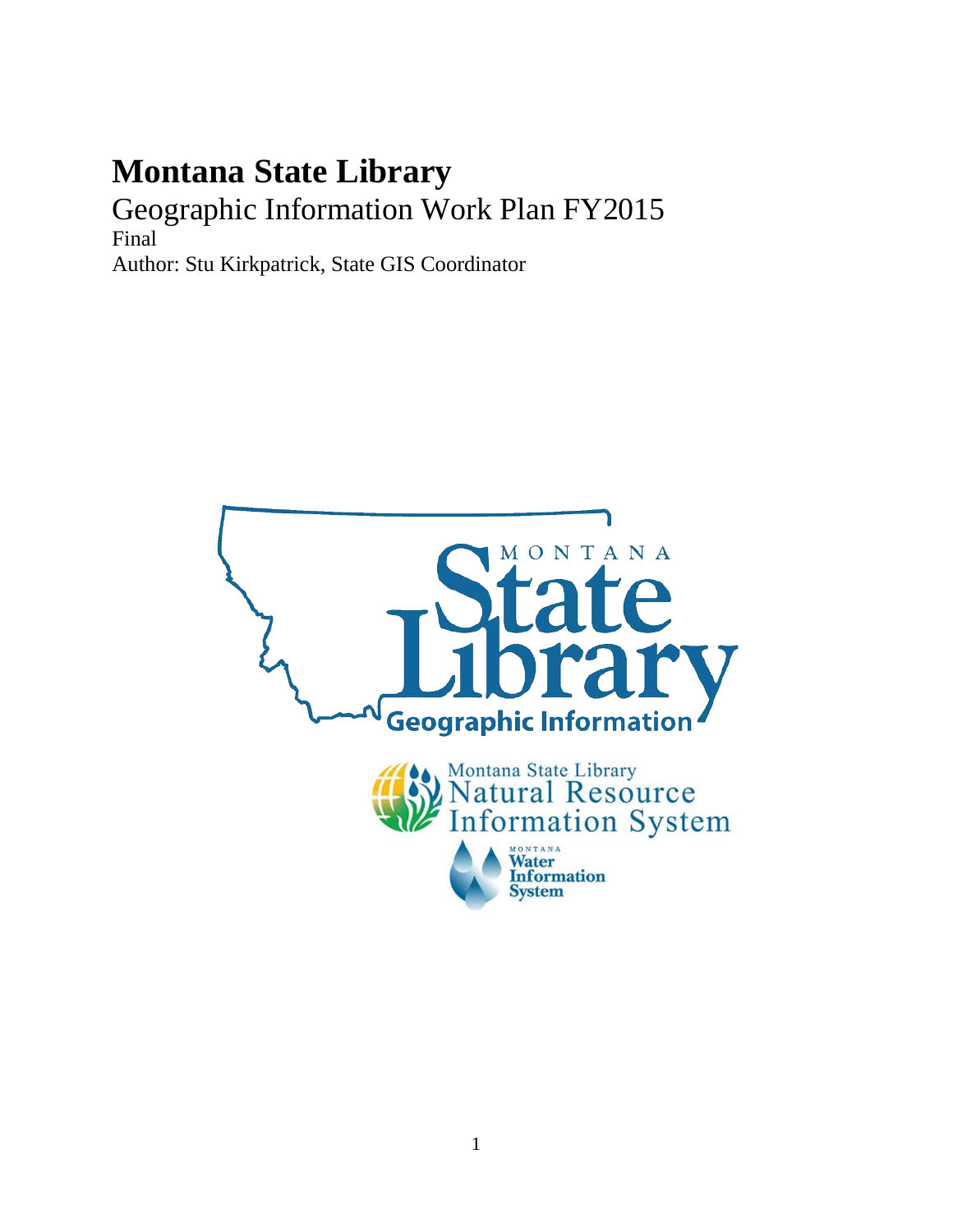# Montana State Library

Geographic Information Work Plan FY2015

Final

Author: Stu Kirkpatrick, State GIS Coordinator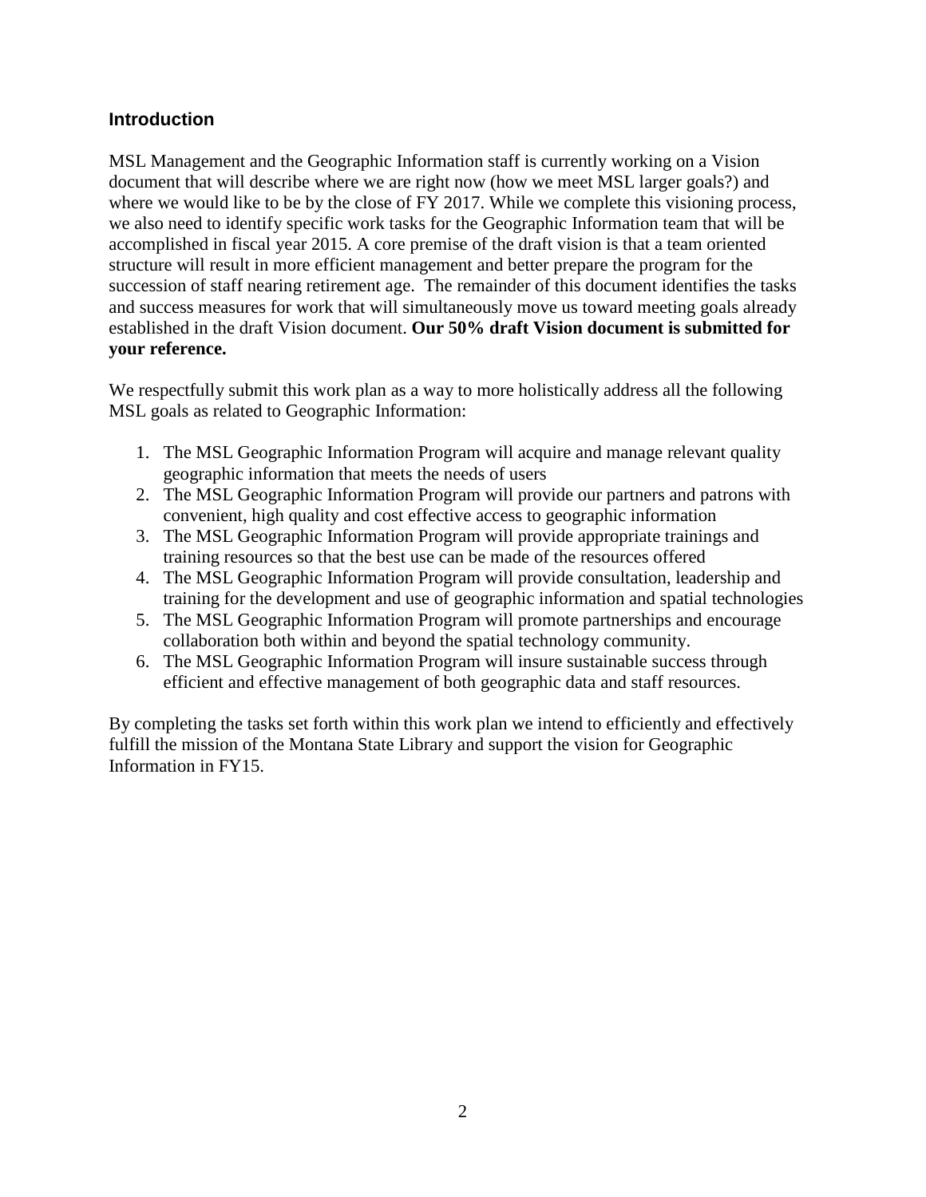## Introduction

MSL Management and the Geographic Information staff is currently working on a Vision document that will describe where we are right now (how we meet MSL larger goals?) and where we would like to be by the close of FY 2017. While we complete this visioning process, we also need to identify specific work tasks for the Geographic Information team that will be accomplished in fiscal year 2015. A core premise of the draft vision is that a team oriented structure will result in more efficient management and better prepare the program for the succession of staff nearing retirement age. The remainder of this document identifies the tasks and success measures for work that will simultaneously move us toward meeting goals already established in the draft Vision document. **Our 50% draft Vision document is submitted for your reference.**

We respectfully submit this work plan as a way to more holistically address all the following MSL goals as related to Geographic Information:

1. The MSL Geographic Information Program will acquire and manage relevant quality geographic information that meets the needs of users
2. The MSL Geographic Information Program will provide our partners and patrons with convenient, high quality and cost effective access to geographic information
3. The MSL Geographic Information Program will provide appropriate trainings and training resources so that the best use can be made of the resources offered
4. The MSL Geographic Information Program will provide consultation, leadership and training for the development and use of geographic information and spatial technologies
5. The MSL Geographic Information Program will promote partnerships and encourage collaboration both within and beyond the spatial technology community.
6. The MSL Geographic Information Program will insure sustainable success through efficient and effective management of both geographic data and staff resources.

By completing the tasks set forth within this work plan we intend to efficiently and effectively fulfill the mission of the Montana State Library and support the vision for Geographic Information in FY15.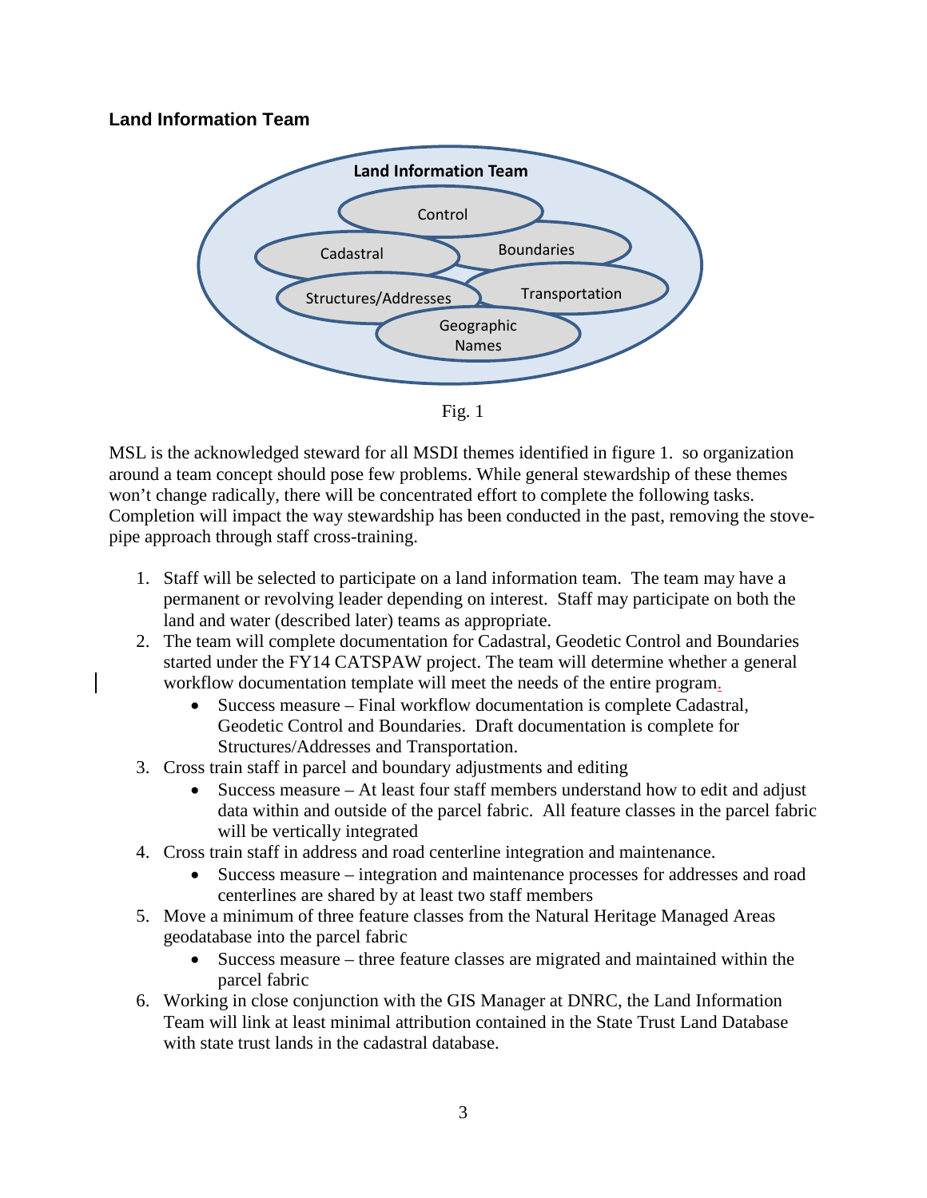## Land Information Team

Land Information Team

Control

Cadastral

Boundaries

Structures/Addresses

Transportation

Geographic Names

Fig. 1

MSL is the acknowledged steward for all MSDI themes identified in figure 1. so organization around a team concept should pose few problems. While general stewardship of these themes won't change radically, there will be concentrated effort to complete the following tasks. Completion will impact the way stewardship has been conducted in the past, removing the stove-pipe approach through staff cross-training.

1. Staff will be selected to participate on a land information team. The team may have a permanent or revolving leader depending on interest. Staff may participate on both the land and water (described later) teams as appropriate.
2. The team will complete documentation for Cadastral, Geodetic Control and Boundaries started under the FY14 CATSPAW project. The team will determine whether a general workflow documentation template will meet the needs of the entire program.
   - Success measure – Final workflow documentation is complete Cadastral, Geodetic Control and Boundaries. Draft documentation is complete for Structures/Addresses and Transportation.
3. Cross train staff in parcel and boundary adjustments and editing
   - Success measure – At least four staff members understand how to edit and adjust data within and outside of the parcel fabric. All feature classes in the parcel fabric will be vertically integrated
4. Cross train staff in address and road centerline integration and maintenance.
   - Success measure – integration and maintenance processes for addresses and road centerlines are shared by at least two staff members
5. Move a minimum of three feature classes from the Natural Heritage Managed Areas geodatabase into the parcel fabric
   - Success measure – three feature classes are migrated and maintained within the parcel fabric
6. Working in close conjunction with the GIS Manager at DNRC, the Land Information Team will link at least minimal attribution contained in the State Trust Land Database with state trust lands in the cadastral database.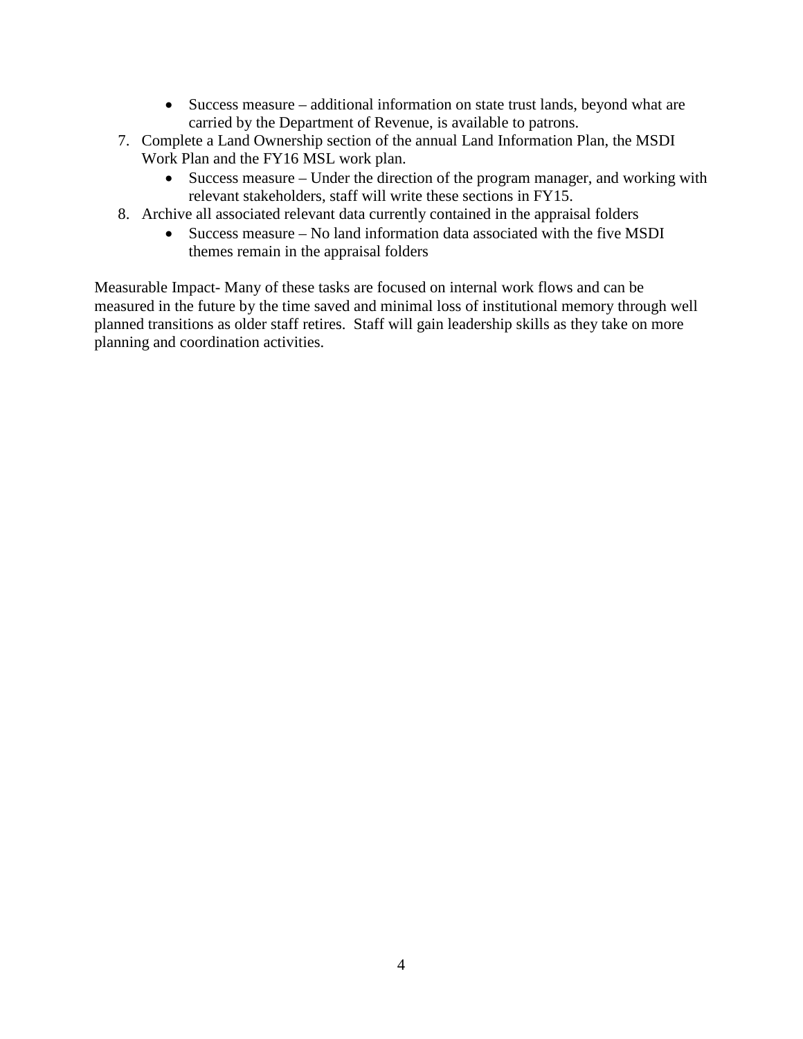- Success measure – additional information on state trust lands, beyond what are carried by the Department of Revenue, is available to patrons.

7. Complete a Land Ownership section of the annual Land Information Plan, the MSDI Work Plan and the FY16 MSL work plan.
   - Success measure – Under the direction of the program manager, and working with relevant stakeholders, staff will write these sections in FY15.
8. Archive all associated relevant data currently contained in the appraisal folders
   - Success measure – No land information data associated with the five MSDI themes remain in the appraisal folders

Measurable Impact- Many of these tasks are focused on internal work flows and can be measured in the future by the time saved and minimal loss of institutional memory through well planned transitions as older staff retires. Staff will gain leadership skills as they take on more planning and coordination activities.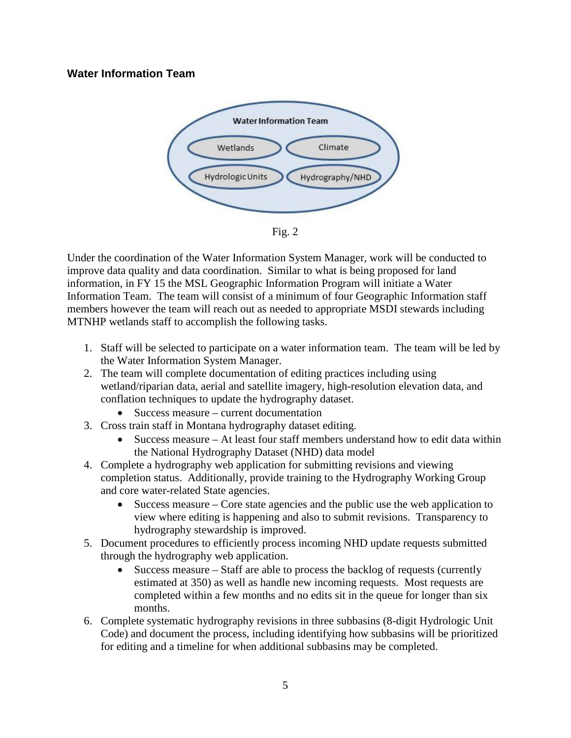## Water Information Team

Water Information Team

Wetlands | Climate

Hydrologic Units | Hydrography/NHD

Fig. 2

Under the coordination of the Water Information System Manager, work will be conducted to improve data quality and data coordination. Similar to what is being proposed for land information, in FY 15 the MSL Geographic Information Program will initiate a Water Information Team. The team will consist of a minimum of four Geographic Information staff members however the team will reach out as needed to appropriate MSDI stewards including MTNHP wetlands staff to accomplish the following tasks.

1. Staff will be selected to participate on a water information team. The team will be led by the Water Information System Manager.
2. The team will complete documentation of editing practices including using wetland/riparian data, aerial and satellite imagery, high-resolution elevation data, and conflation techniques to update the hydrography dataset.
    - Success measure – current documentation
3. Cross train staff in Montana hydrography dataset editing.
    - Success measure – At least four staff members understand how to edit data within the National Hydrography Dataset (NHD) data model
4. Complete a hydrography web application for submitting revisions and viewing completion status. Additionally, provide training to the Hydrography Working Group and core water-related State agencies.
    - Success measure – Core state agencies and the public use the web application to view where editing is happening and also to submit revisions. Transparency to hydrography stewardship is improved.
5. Document procedures to efficiently process incoming NHD update requests submitted through the hydrography web application.
    - Success measure – Staff are able to process the backlog of requests (currently estimated at 350) as well as handle new incoming requests. Most requests are completed within a few months and no edits sit in the queue for longer than six months.
6. Complete systematic hydrography revisions in three subbasins (8-digit Hydrologic Unit Code) and document the process, including identifying how subbasins will be prioritized for editing and a timeline for when additional subbasins may be completed.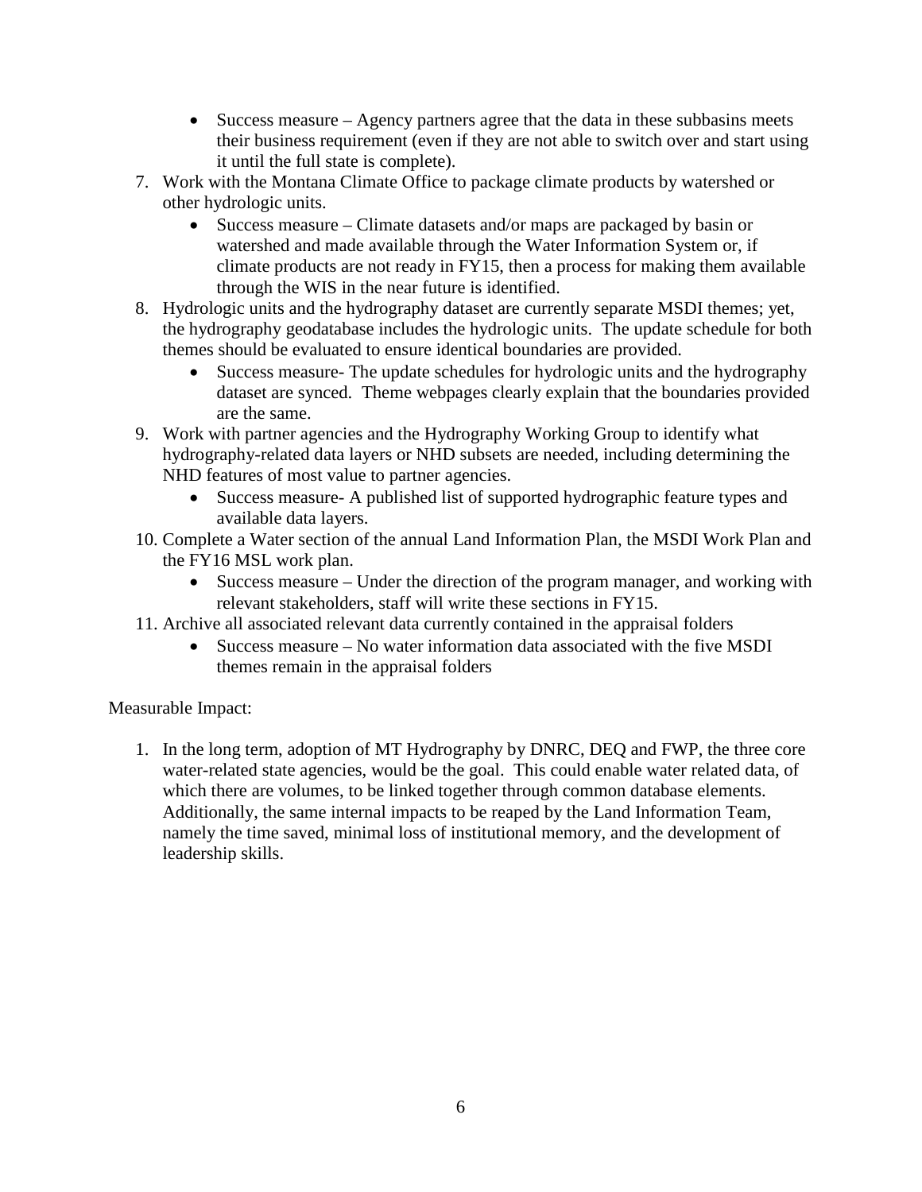- Success measure – Agency partners agree that the data in these subbasins meets their business requirement (even if they are not able to switch over and start using it until the full state is complete).
7. Work with the Montana Climate Office to package climate products by watershed or other hydrologic units.
    - Success measure – Climate datasets and/or maps are packaged by basin or watershed and made available through the Water Information System or, if climate products are not ready in FY15, then a process for making them available through the WIS in the near future is identified.
8. Hydrologic units and the hydrography dataset are currently separate MSDI themes; yet, the hydrography geodatabase includes the hydrologic units. The update schedule for both themes should be evaluated to ensure identical boundaries are provided.
    - Success measure- The update schedules for hydrologic units and the hydrography dataset are synced. Theme webpages clearly explain that the boundaries provided are the same.
9. Work with partner agencies and the Hydrography Working Group to identify what hydrography-related data layers or NHD subsets are needed, including determining the NHD features of most value to partner agencies.
    - Success measure- A published list of supported hydrographic feature types and available data layers.
10. Complete a Water section of the annual Land Information Plan, the MSDI Work Plan and the FY16 MSL work plan.
    - Success measure – Under the direction of the program manager, and working with relevant stakeholders, staff will write these sections in FY15.
11. Archive all associated relevant data currently contained in the appraisal folders
    - Success measure – No water information data associated with the five MSDI themes remain in the appraisal folders

Measurable Impact:

1. In the long term, adoption of MT Hydrography by DNRC, DEQ and FWP, the three core water-related state agencies, would be the goal. This could enable water related data, of which there are volumes, to be linked together through common database elements. Additionally, the same internal impacts to be reaped by the Land Information Team, namely the time saved, minimal loss of institutional memory, and the development of leadership skills.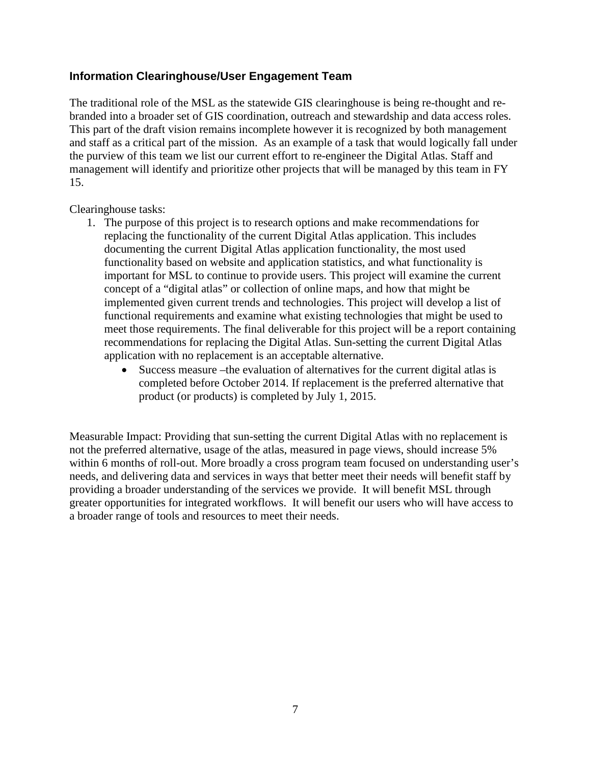### Information Clearinghouse/User Engagement Team

The traditional role of the MSL as the statewide GIS clearinghouse is being re-thought and re-branded into a broader set of GIS coordination, outreach and stewardship and data access roles. This part of the draft vision remains incomplete however it is recognized by both management and staff as a critical part of the mission. As an example of a task that would logically fall under the purview of this team we list our current effort to re-engineer the Digital Atlas. Staff and management will identify and prioritize other projects that will be managed by this team in FY 15.

Clearinghouse tasks:

1. The purpose of this project is to research options and make recommendations for replacing the functionality of the current Digital Atlas application. This includes documenting the current Digital Atlas application functionality, the most used functionality based on website and application statistics, and what functionality is important for MSL to continue to provide users. This project will examine the current concept of a "digital atlas" or collection of online maps, and how that might be implemented given current trends and technologies. This project will develop a list of functional requirements and examine what existing technologies that might be used to meet those requirements. The final deliverable for this project will be a report containing recommendations for replacing the Digital Atlas. Sun-setting the current Digital Atlas application with no replacement is an acceptable alternative.
   - Success measure –the evaluation of alternatives for the current digital atlas is completed before October 2014. If replacement is the preferred alternative that product (or products) is completed by July 1, 2015.

Measurable Impact: Providing that sun-setting the current Digital Atlas with no replacement is not the preferred alternative, usage of the atlas, measured in page views, should increase 5% within 6 months of roll-out. More broadly a cross program team focused on understanding user's needs, and delivering data and services in ways that better meet their needs will benefit staff by providing a broader understanding of the services we provide. It will benefit MSL through greater opportunities for integrated workflows. It will benefit our users who will have access to a broader range of tools and resources to meet their needs.